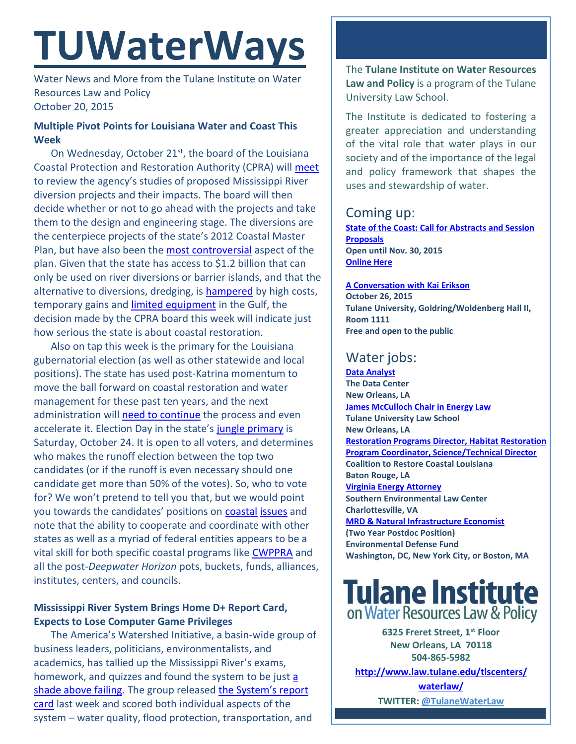# TUWaterWays

Water News and More from the Tulane Institute on Water Resources Law and Policy
October 20, 2015

### Multiple Pivot Points for Louisiana Water and Coast This Week

On Wednesday, October 21st, the board of the Louisiana Coastal Protection and Restoration Authority (CPRA) will meet to review the agency's studies of proposed Mississippi River diversion projects and their impacts. The board will then decide whether or not to go ahead with the projects and take them to the design and engineering stage. The diversions are the centerpiece projects of the state's 2012 Coastal Master Plan, but have also been the most controversial aspect of the plan. Given that the state has access to $1.2 billion that can only be used on river diversions or barrier islands, and that the alternative to diversions, dredging, is hampered by high costs, temporary gains and limited equipment in the Gulf, the decision made by the CPRA board this week will indicate just how serious the state is about coastal restoration.

Also on tap this week is the primary for the Louisiana gubernatorial election (as well as other statewide and local positions). The state has used post-Katrina momentum to move the ball forward on coastal restoration and water management for these past ten years, and the next administration will need to continue the process and even accelerate it. Election Day in the state's jungle primary is Saturday, October 24. It is open to all voters, and determines who makes the runoff election between the top two candidates (or if the runoff is even necessary should one candidate get more than 50% of the votes). So, who to vote for? We won't pretend to tell you that, but we would point you towards the candidates' positions on coastal issues and note that the ability to cooperate and coordinate with other states as well as a myriad of federal entities appears to be a vital skill for both specific coastal programs like CWPPRA and all the post-*Deepwater Horizon* pots, buckets, funds, alliances, institutes, centers, and councils.

### Mississippi River System Brings Home D+ Report Card, Expects to Lose Computer Game Privileges

The America's Watershed Initiative, a basin-wide group of business leaders, politicians, environmentalists, and academics, has tallied up the Mississippi River's exams, homework, and quizzes and found the system to be just a shade above failing. The group released the System's report card last week and scored both individual aspects of the system – water quality, flood protection, transportation, and

The **Tulane Institute on Water Resources Law and Policy** is a program of the Tulane University Law School.

The Institute is dedicated to fostering a greater appreciation and understanding of the vital role that water plays in our society and of the importance of the legal and policy framework that shapes the uses and stewardship of water.

## Coming up:

**State of the Coast: Call for Abstracts and Session Proposals**
**Open until Nov. 30, 2015**
**Online Here**

**A Conversation with Kai Erikson**
**October 26, 2015**
**Tulane University, Goldring/Woldenberg Hall II, Room 1111**
**Free and open to the public**

## Water jobs:

**Data Analyst**
**The Data Center**
**New Orleans, LA**

**James McCulloch Chair in Energy Law**
**Tulane University Law School**
**New Orleans, LA**

**Restoration Programs Director, Habitat Restoration**
**Program Coordinator, Science/Technical Director**
**Coalition to Restore Coastal Louisiana**
**Baton Rouge, LA**

**Virginia Energy Attorney**
**Southern Environmental Law Center**
**Charlottesville, VA**

**MRD & Natural Infrastructure Economist**
**(Two Year Postdoc Position)**
**Environmental Defense Fund**
**Washington, DC, New York City, or Boston, MA**

**Tulane Institute on Water Resources Law & Policy**

**6325 Freret Street, 1st Floor**
**New Orleans, LA 70118**
**504-865-5982**
**http://www.law.tulane.edu/tlscenters/waterlaw/**
**TWITTER: @TulaneWaterLaw**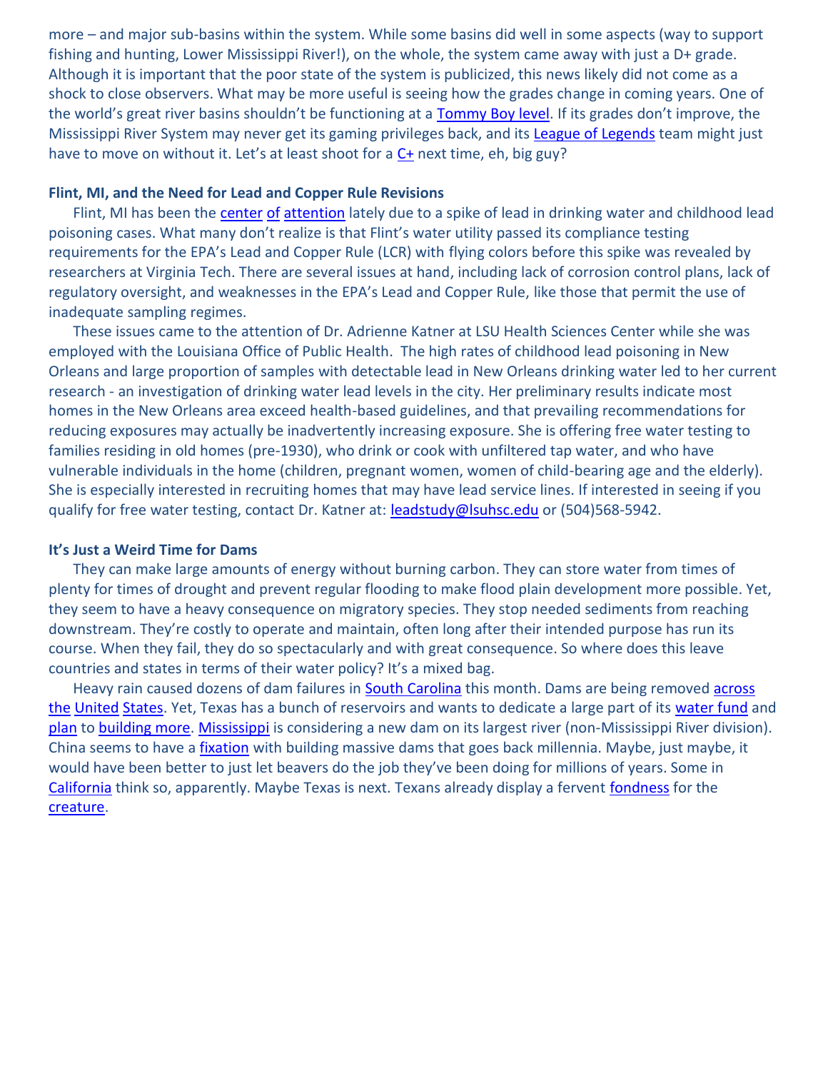more – and major sub-basins within the system. While some basins did well in some aspects (way to support fishing and hunting, Lower Mississippi River!), on the whole, the system came away with just a D+ grade. Although it is important that the poor state of the system is publicized, this news likely did not come as a shock to close observers. What may be more useful is seeing how the grades change in coming years. One of the world's great river basins shouldn't be functioning at a Tommy Boy level. If its grades don't improve, the Mississippi River System may never get its gaming privileges back, and its League of Legends team might just have to move on without it. Let's at least shoot for a C+ next time, eh, big guy?

**Flint, MI, and the Need for Lead and Copper Rule Revisions**

Flint, MI has been the center of attention lately due to a spike of lead in drinking water and childhood lead poisoning cases. What many don't realize is that Flint's water utility passed its compliance testing requirements for the EPA's Lead and Copper Rule (LCR) with flying colors before this spike was revealed by researchers at Virginia Tech. There are several issues at hand, including lack of corrosion control plans, lack of regulatory oversight, and weaknesses in the EPA's Lead and Copper Rule, like those that permit the use of inadequate sampling regimes.

These issues came to the attention of Dr. Adrienne Katner at LSU Health Sciences Center while she was employed with the Louisiana Office of Public Health. The high rates of childhood lead poisoning in New Orleans and large proportion of samples with detectable lead in New Orleans drinking water led to her current research - an investigation of drinking water lead levels in the city. Her preliminary results indicate most homes in the New Orleans area exceed health-based guidelines, and that prevailing recommendations for reducing exposures may actually be inadvertently increasing exposure. She is offering free water testing to families residing in old homes (pre-1930), who drink or cook with unfiltered tap water, and who have vulnerable individuals in the home (children, pregnant women, women of child-bearing age and the elderly). She is especially interested in recruiting homes that may have lead service lines. If interested in seeing if you qualify for free water testing, contact Dr. Katner at: leadstudy@lsuhsc.edu or (504)568-5942.

**It's Just a Weird Time for Dams**

They can make large amounts of energy without burning carbon. They can store water from times of plenty for times of drought and prevent regular flooding to make flood plain development more possible. Yet, they seem to have a heavy consequence on migratory species. They stop needed sediments from reaching downstream. They're costly to operate and maintain, often long after their intended purpose has run its course. When they fail, they do so spectacularly and with great consequence. So where does this leave countries and states in terms of their water policy? It's a mixed bag.

Heavy rain caused dozens of dam failures in South Carolina this month. Dams are being removed across the United States. Yet, Texas has a bunch of reservoirs and wants to dedicate a large part of its water fund and plan to building more. Mississippi is considering a new dam on its largest river (non-Mississippi River division). China seems to have a fixation with building massive dams that goes back millennia. Maybe, just maybe, it would have been better to just let beavers do the job they've been doing for millions of years. Some in California think so, apparently. Maybe Texas is next. Texans already display a fervent fondness for the creature.